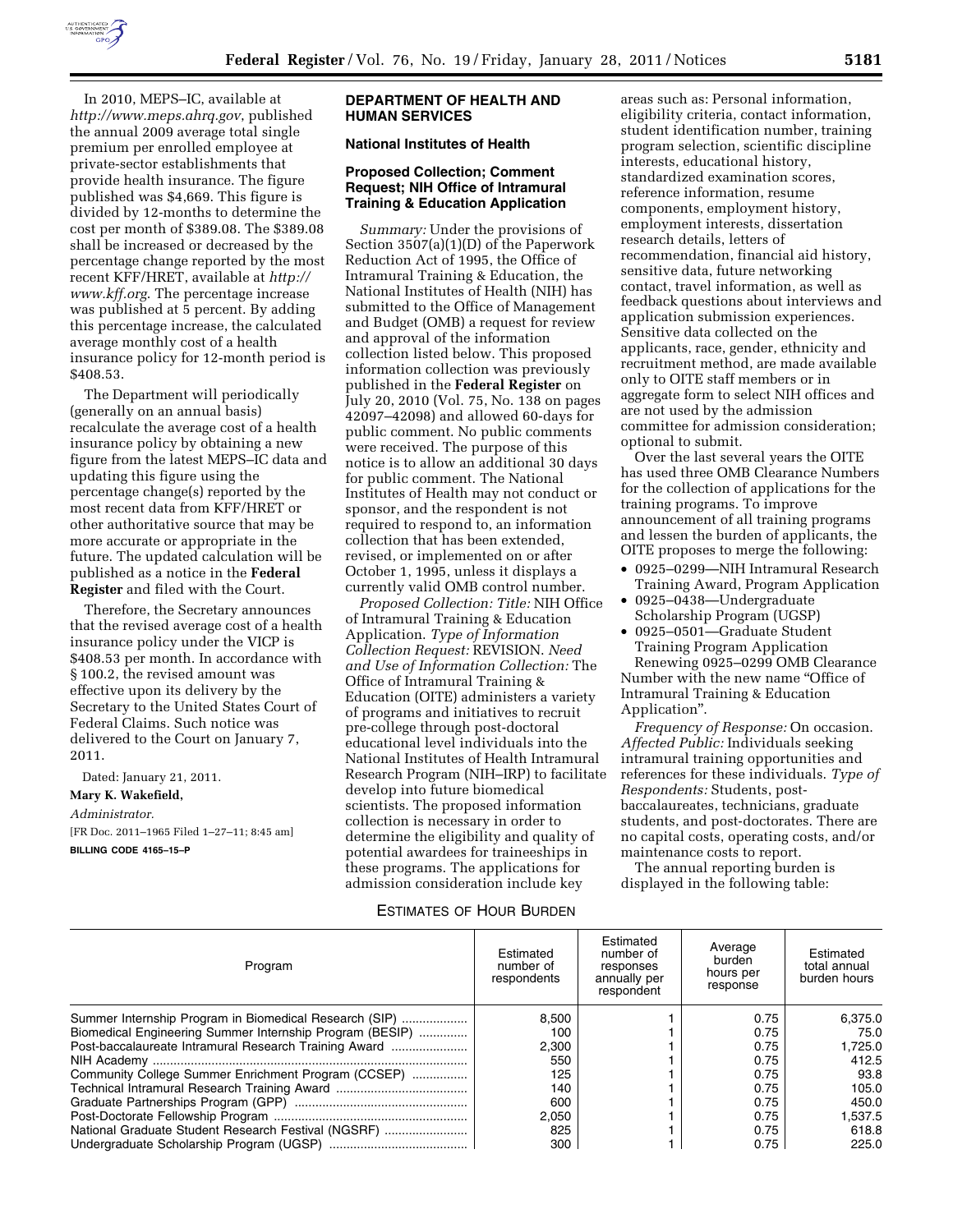In 2010, MEPS–IC, available at *http://www.meps.ahrq.gov*, published the annual 2009 average total single premium per enrolled employee at private-sector establishments that provide health insurance. The figure published was $4,669. This figure is divided by 12-months to determine the cost per month of $389.08. The $389.08 shall be increased or decreased by the percentage change reported by the most recent KFF/HRET, available at *http://www.kff.org*. The percentage increase was published at 5 percent. By adding this percentage increase, the calculated average monthly cost of a health insurance policy for 12-month period is $408.53.

The Department will periodically (generally on an annual basis) recalculate the average cost of a health insurance policy by obtaining a new figure from the latest MEPS–IC data and updating this figure using the percentage change(s) reported by the most recent data from KFF/HRET or other authoritative source that may be more accurate or appropriate in the future. The updated calculation will be published as a notice in the **Federal Register** and filed with the Court.

Therefore, the Secretary announces that the revised average cost of a health insurance policy under the VICP is $408.53 per month. In accordance with § 100.2, the revised amount was effective upon its delivery by the Secretary to the United States Court of Federal Claims. Such notice was delivered to the Court on January 7, 2011.

Dated: January 21, 2011.

**Mary K. Wakefield,**

*Administrator.*

[FR Doc. 2011–1965 Filed 1–27–11; 8:45 am]

**BILLING CODE 4165–15–P**

## DEPARTMENT OF HEALTH AND HUMAN SERVICES

### National Institutes of Health

### Proposed Collection; Comment Request; NIH Office of Intramural Training & Education Application

*Summary:* Under the provisions of Section 3507(a)(1)(D) of the Paperwork Reduction Act of 1995, the Office of Intramural Training & Education, the National Institutes of Health (NIH) has submitted to the Office of Management and Budget (OMB) a request for review and approval of the information collection listed below. This proposed information collection was previously published in the **Federal Register** on July 20, 2010 (Vol. 75, No. 138 on pages 42097–42098) and allowed 60-days for public comment. No public comments were received. The purpose of this notice is to allow an additional 30 days for public comment. The National Institutes of Health may not conduct or sponsor, and the respondent is not required to respond to, an information collection that has been extended, revised, or implemented on or after October 1, 1995, unless it displays a currently valid OMB control number.

*Proposed Collection: Title:* NIH Office of Intramural Training & Education Application. *Type of Information Collection Request:* REVISION. *Need and Use of Information Collection:* The Office of Intramural Training & Education (OITE) administers a variety of programs and initiatives to recruit pre-college through post-doctoral educational level individuals into the National Institutes of Health Intramural Research Program (NIH–IRP) to facilitate develop into future biomedical scientists. The proposed information collection is necessary in order to determine the eligibility and quality of potential awardees for traineeships in these programs. The applications for admission consideration include key areas such as: Personal information, eligibility criteria, contact information, student identification number, training program selection, scientific discipline interests, educational history, standardized examination scores, reference information, resume components, employment history, employment interests, dissertation research details, letters of recommendation, financial aid history, sensitive data, future networking contact, travel information, as well as feedback questions about interviews and application submission experiences. Sensitive data collected on the applicants, race, gender, ethnicity and recruitment method, are made available only to OITE staff members or in aggregate form to select NIH offices and are not used by the admission committee for admission consideration; optional to submit.

Over the last several years the OITE has used three OMB Clearance Numbers for the collection of applications for the training programs. To improve announcement of all training programs and lessen the burden of applicants, the OITE proposes to merge the following:

- 0925–0299—NIH Intramural Research Training Award, Program Application
- 0925–0438—Undergraduate Scholarship Program (UGSP)
- 0925–0501—Graduate Student Training Program Application

Renewing 0925–0299 OMB Clearance Number with the new name "Office of Intramural Training & Education Application".

*Frequency of Response:* On occasion. *Affected Public:* Individuals seeking intramural training opportunities and references for these individuals. *Type of Respondents:* Students, post-baccalaureates, technicians, graduate students, and post-doctorates. There are no capital costs, operating costs, and/or maintenance costs to report.

The annual reporting burden is displayed in the following table:

ESTIMATES OF HOUR BURDEN

| Program | Estimated number of respondents | Estimated number of responses annually per respondent | Average burden hours per response | Estimated total annual burden hours |
|---|---|---|---|---|
| Summer Internship Program in Biomedical Research (SIP) | 8,500 | 1 | 0.75 | 6,375.0 |
| Biomedical Engineering Summer Internship Program (BESIP) | 100 | 1 | 0.75 | 75.0 |
| Post-baccalaureate Intramural Research Training Award | 2,300 | 1 | 0.75 | 1,725.0 |
| NIH Academy | 550 | 1 | 0.75 | 412.5 |
| Community College Summer Enrichment Program (CCSEP) | 125 | 1 | 0.75 | 93.8 |
| Technical Intramural Research Training Award | 140 | 1 | 0.75 | 105.0 |
| Graduate Partnerships Program (GPP) | 600 | 1 | 0.75 | 450.0 |
| Post-Doctorate Fellowship Program | 2,050 | 1 | 0.75 | 1,537.5 |
| National Graduate Student Research Festival (NGSRF) | 825 | 1 | 0.75 | 618.8 |
| Undergraduate Scholarship Program (UGSP) | 300 | 1 | 0.75 | 225.0 |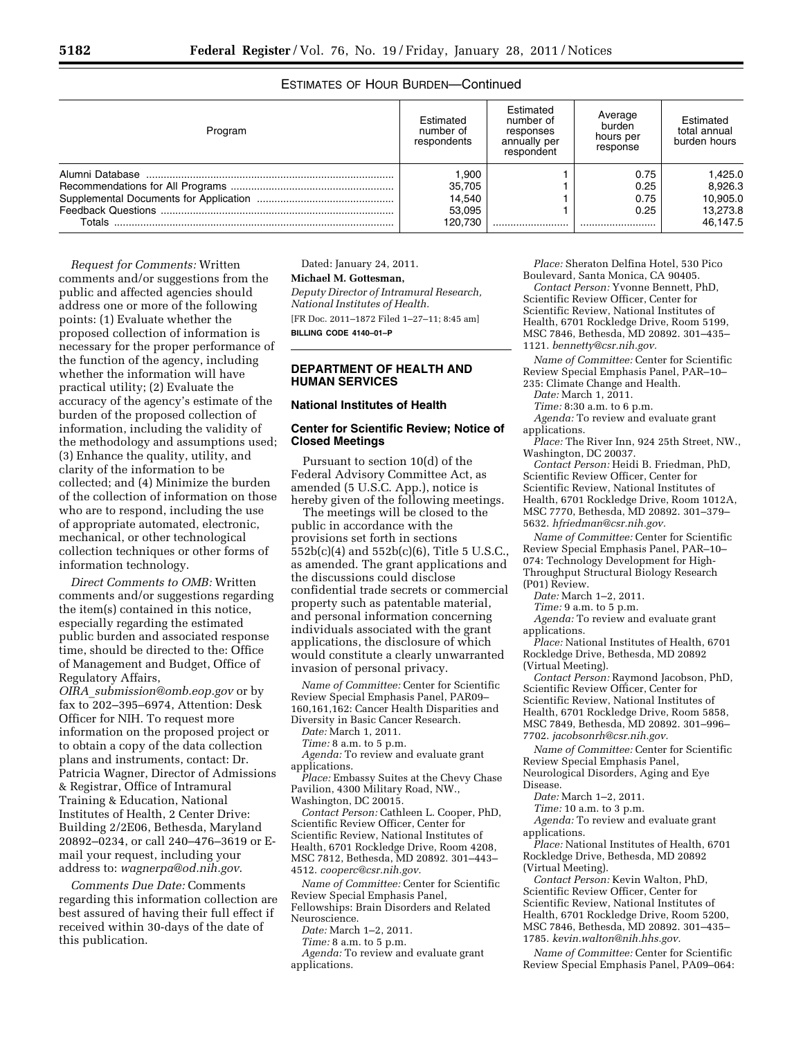ESTIMATES OF HOUR BURDEN—Continued

| Program | Estimated number of respondents | Estimated number of responses annually per respondent | Average burden hours per response | Estimated total annual burden hours |
|---|---|---|---|---|
| Alumni Database | 1,900 | 1 | 0.75 | 1,425.0 |
| Recommendations for All Programs | 35,705 | 1 | 0.25 | 8,926.3 |
| Supplemental Documents for Application | 14,540 | 1 | 0.75 | 10,905.0 |
| Feedback Questions | 53,095 | 1 | 0.25 | 13,273.8 |
| Totals | 120,730 | | | 46,147.5 |

*Request for Comments:* Written comments and/or suggestions from the public and affected agencies should address one or more of the following points: (1) Evaluate whether the proposed collection of information is necessary for the proper performance of the function of the agency, including whether the information will have practical utility; (2) Evaluate the accuracy of the agency's estimate of the burden of the proposed collection of information, including the validity of the methodology and assumptions used; (3) Enhance the quality, utility, and clarity of the information to be collected; and (4) Minimize the burden of the collection of information on those who are to respond, including the use of appropriate automated, electronic, mechanical, or other technological collection techniques or other forms of information technology.

*Direct Comments to OMB:* Written comments and/or suggestions regarding the item(s) contained in this notice, especially regarding the estimated public burden and associated response time, should be directed to the: Office of Management and Budget, Office of Regulatory Affairs, *OIRA_submission@omb.eop.gov* or by fax to 202–395–6974, Attention: Desk Officer for NIH. To request more information on the proposed project or to obtain a copy of the data collection plans and instruments, contact: Dr. Patricia Wagner, Director of Admissions & Registrar, Office of Intramural Training & Education, National Institutes of Health, 2 Center Drive: Building 2/2E06, Bethesda, Maryland 20892–0234, or call 240–476–3619 or E-mail your request, including your address to: *wagnerpa@od.nih.gov*.

*Comments Due Date:* Comments regarding this information collection are best assured of having their full effect if received within 30-days of the date of this publication.

Dated: January 24, 2011.

**Michael M. Gottesman,**

*Deputy Director of Intramural Research, National Institutes of Health.*

[FR Doc. 2011–1872 Filed 1–27–11; 8:45 am]

**BILLING CODE 4140–01–P**

## DEPARTMENT OF HEALTH AND HUMAN SERVICES

### National Institutes of Health

### Center for Scientific Review; Notice of Closed Meetings

Pursuant to section 10(d) of the Federal Advisory Committee Act, as amended (5 U.S.C. App.), notice is hereby given of the following meetings.

The meetings will be closed to the public in accordance with the provisions set forth in sections 552b(c)(4) and 552b(c)(6), Title 5 U.S.C., as amended. The grant applications and the discussions could disclose confidential trade secrets or commercial property such as patentable material, and personal information concerning individuals associated with the grant applications, the disclosure of which would constitute a clearly unwarranted invasion of personal privacy.

*Name of Committee:* Center for Scientific Review Special Emphasis Panel, PAR09–160,161,162: Cancer Health Disparities and Diversity in Basic Cancer Research.

*Date:* March 1, 2011.

*Time:* 8 a.m. to 5 p.m.

*Agenda:* To review and evaluate grant applications.

*Place:* Embassy Suites at the Chevy Chase Pavilion, 4300 Military Road, NW., Washington, DC 20015.

*Contact Person:* Cathleen L. Cooper, PhD, Scientific Review Officer, Center for Scientific Review, National Institutes of Health, 6701 Rockledge Drive, Room 4208, MSC 7812, Bethesda, MD 20892. 301–443–4512. *cooperc@csr.nih.gov.*

*Name of Committee:* Center for Scientific Review Special Emphasis Panel, Fellowships: Brain Disorders and Related Neuroscience.

*Date:* March 1–2, 2011.

*Time:* 8 a.m. to 5 p.m.

*Agenda:* To review and evaluate grant applications.

*Place:* Sheraton Delfina Hotel, 530 Pico Boulevard, Santa Monica, CA 90405.

*Contact Person:* Yvonne Bennett, PhD, Scientific Review Officer, Center for Scientific Review, National Institutes of Health, 6701 Rockledge Drive, Room 5199, MSC 7846, Bethesda, MD 20892. 301–435–1121. *bennetty@csr.nih.gov.*

*Name of Committee:* Center for Scientific Review Special Emphasis Panel, PAR–10–235: Climate Change and Health.

*Date:* March 1, 2011.

*Time:* 8:30 a.m. to 6 p.m.

*Agenda:* To review and evaluate grant applications.

*Place:* The River Inn, 924 25th Street, NW., Washington, DC 20037.

*Contact Person:* Heidi B. Friedman, PhD, Scientific Review Officer, Center for Scientific Review, National Institutes of Health, 6701 Rockledge Drive, Room 1012A, MSC 7770, Bethesda, MD 20892. 301–379–5632. *hfriedman@csr.nih.gov.*

*Name of Committee:* Center for Scientific Review Special Emphasis Panel, PAR–10–074: Technology Development for High-Throughput Structural Biology Research (P01) Review.

*Date:* March 1–2, 2011.

*Time:* 9 a.m. to 5 p.m.

*Agenda:* To review and evaluate grant applications.

*Place:* National Institutes of Health, 6701 Rockledge Drive, Bethesda, MD 20892 (Virtual Meeting).

*Contact Person:* Raymond Jacobson, PhD, Scientific Review Officer, Center for Scientific Review, National Institutes of Health, 6701 Rockledge Drive, Room 5858, MSC 7849, Bethesda, MD 20892. 301–996–7702. *jacobsonrh@csr.nih.gov.*

*Name of Committee:* Center for Scientific Review Special Emphasis Panel, Neurological Disorders, Aging and Eye Disease.

*Date:* March 1–2, 2011.

*Time:* 10 a.m. to 3 p.m.

*Agenda:* To review and evaluate grant applications.

*Place:* National Institutes of Health, 6701 Rockledge Drive, Bethesda, MD 20892 (Virtual Meeting).

*Contact Person:* Kevin Walton, PhD, Scientific Review Officer, Center for Scientific Review, National Institutes of Health, 6701 Rockledge Drive, Room 5200, MSC 7846, Bethesda, MD 20892. 301–435–1785. *kevin.walton@nih.hhs.gov.*

*Name of Committee:* Center for Scientific Review Special Emphasis Panel, PA09–064: